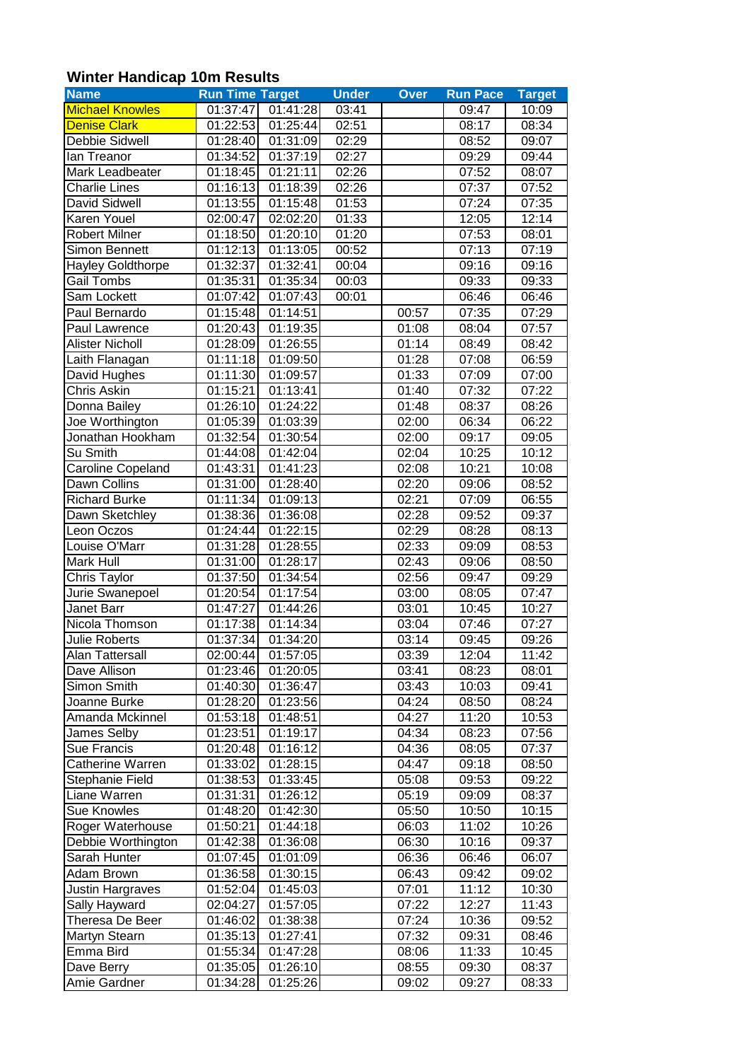## Winter Handicap 10m Results

| Name | Run Time | Target | Under | Over | Run Pace | Target |
|---|---|---|---|---|---|---|
| Michael Knowles | 01:37:47 | 01:41:28 | 03:41 | | 09:47 | 10:09 |
| Denise Clark | 01:22:53 | 01:25:44 | 02:51 | | 08:17 | 08:34 |
| Debbie Sidwell | 01:28:40 | 01:31:09 | 02:29 | | 08:52 | 09:07 |
| Ian Treanor | 01:34:52 | 01:37:19 | 02:27 | | 09:29 | 09:44 |
| Mark Leadbeater | 01:18:45 | 01:21:11 | 02:26 | | 07:52 | 08:07 |
| Charlie Lines | 01:16:13 | 01:18:39 | 02:26 | | 07:37 | 07:52 |
| David Sidwell | 01:13:55 | 01:15:48 | 01:53 | | 07:24 | 07:35 |
| Karen Youel | 02:00:47 | 02:02:20 | 01:33 | | 12:05 | 12:14 |
| Robert Milner | 01:18:50 | 01:20:10 | 01:20 | | 07:53 | 08:01 |
| Simon Bennett | 01:12:13 | 01:13:05 | 00:52 | | 07:13 | 07:19 |
| Hayley Goldthorpe | 01:32:37 | 01:32:41 | 00:04 | | 09:16 | 09:16 |
| Gail Tombs | 01:35:31 | 01:35:34 | 00:03 | | 09:33 | 09:33 |
| Sam Lockett | 01:07:42 | 01:07:43 | 00:01 | | 06:46 | 06:46 |
| Paul Bernardo | 01:15:48 | 01:14:51 | | 00:57 | 07:35 | 07:29 |
| Paul Lawrence | 01:20:43 | 01:19:35 | | 01:08 | 08:04 | 07:57 |
| Alister Nicholl | 01:28:09 | 01:26:55 | | 01:14 | 08:49 | 08:42 |
| Laith Flanagan | 01:11:18 | 01:09:50 | | 01:28 | 07:08 | 06:59 |
| David Hughes | 01:11:30 | 01:09:57 | | 01:33 | 07:09 | 07:00 |
| Chris Askin | 01:15:21 | 01:13:41 | | 01:40 | 07:32 | 07:22 |
| Donna Bailey | 01:26:10 | 01:24:22 | | 01:48 | 08:37 | 08:26 |
| Joe Worthington | 01:05:39 | 01:03:39 | | 02:00 | 06:34 | 06:22 |
| Jonathan Hookham | 01:32:54 | 01:30:54 | | 02:00 | 09:17 | 09:05 |
| Su Smith | 01:44:08 | 01:42:04 | | 02:04 | 10:25 | 10:12 |
| Caroline Copeland | 01:43:31 | 01:41:23 | | 02:08 | 10:21 | 10:08 |
| Dawn Collins | 01:31:00 | 01:28:40 | | 02:20 | 09:06 | 08:52 |
| Richard Burke | 01:11:34 | 01:09:13 | | 02:21 | 07:09 | 06:55 |
| Dawn Sketchley | 01:38:36 | 01:36:08 | | 02:28 | 09:52 | 09:37 |
| Leon Oczos | 01:24:44 | 01:22:15 | | 02:29 | 08:28 | 08:13 |
| Louise O'Marr | 01:31:28 | 01:28:55 | | 02:33 | 09:09 | 08:53 |
| Mark Hull | 01:31:00 | 01:28:17 | | 02:43 | 09:06 | 08:50 |
| Chris Taylor | 01:37:50 | 01:34:54 | | 02:56 | 09:47 | 09:29 |
| Jurie Swanepoel | 01:20:54 | 01:17:54 | | 03:00 | 08:05 | 07:47 |
| Janet Barr | 01:47:27 | 01:44:26 | | 03:01 | 10:45 | 10:27 |
| Nicola Thomson | 01:17:38 | 01:14:34 | | 03:04 | 07:46 | 07:27 |
| Julie Roberts | 01:37:34 | 01:34:20 | | 03:14 | 09:45 | 09:26 |
| Alan Tattersall | 02:00:44 | 01:57:05 | | 03:39 | 12:04 | 11:42 |
| Dave Allison | 01:23:46 | 01:20:05 | | 03:41 | 08:23 | 08:01 |
| Simon Smith | 01:40:30 | 01:36:47 | | 03:43 | 10:03 | 09:41 |
| Joanne Burke | 01:28:20 | 01:23:56 | | 04:24 | 08:50 | 08:24 |
| Amanda Mckinnel | 01:53:18 | 01:48:51 | | 04:27 | 11:20 | 10:53 |
| James Selby | 01:23:51 | 01:19:17 | | 04:34 | 08:23 | 07:56 |
| Sue Francis | 01:20:48 | 01:16:12 | | 04:36 | 08:05 | 07:37 |
| Catherine Warren | 01:33:02 | 01:28:15 | | 04:47 | 09:18 | 08:50 |
| Stephanie Field | 01:38:53 | 01:33:45 | | 05:08 | 09:53 | 09:22 |
| Liane Warren | 01:31:31 | 01:26:12 | | 05:19 | 09:09 | 08:37 |
| Sue Knowles | 01:48:20 | 01:42:30 | | 05:50 | 10:50 | 10:15 |
| Roger Waterhouse | 01:50:21 | 01:44:18 | | 06:03 | 11:02 | 10:26 |
| Debbie Worthington | 01:42:38 | 01:36:08 | | 06:30 | 10:16 | 09:37 |
| Sarah Hunter | 01:07:45 | 01:01:09 | | 06:36 | 06:46 | 06:07 |
| Adam Brown | 01:36:58 | 01:30:15 | | 06:43 | 09:42 | 09:02 |
| Justin Hargraves | 01:52:04 | 01:45:03 | | 07:01 | 11:12 | 10:30 |
| Sally Hayward | 02:04:27 | 01:57:05 | | 07:22 | 12:27 | 11:43 |
| Theresa De Beer | 01:46:02 | 01:38:38 | | 07:24 | 10:36 | 09:52 |
| Martyn Stearn | 01:35:13 | 01:27:41 | | 07:32 | 09:31 | 08:46 |
| Emma Bird | 01:55:34 | 01:47:28 | | 08:06 | 11:33 | 10:45 |
| Dave Berry | 01:35:05 | 01:26:10 | | 08:55 | 09:30 | 08:37 |
| Amie Gardner | 01:34:28 | 01:25:26 | | 09:02 | 09:27 | 08:33 |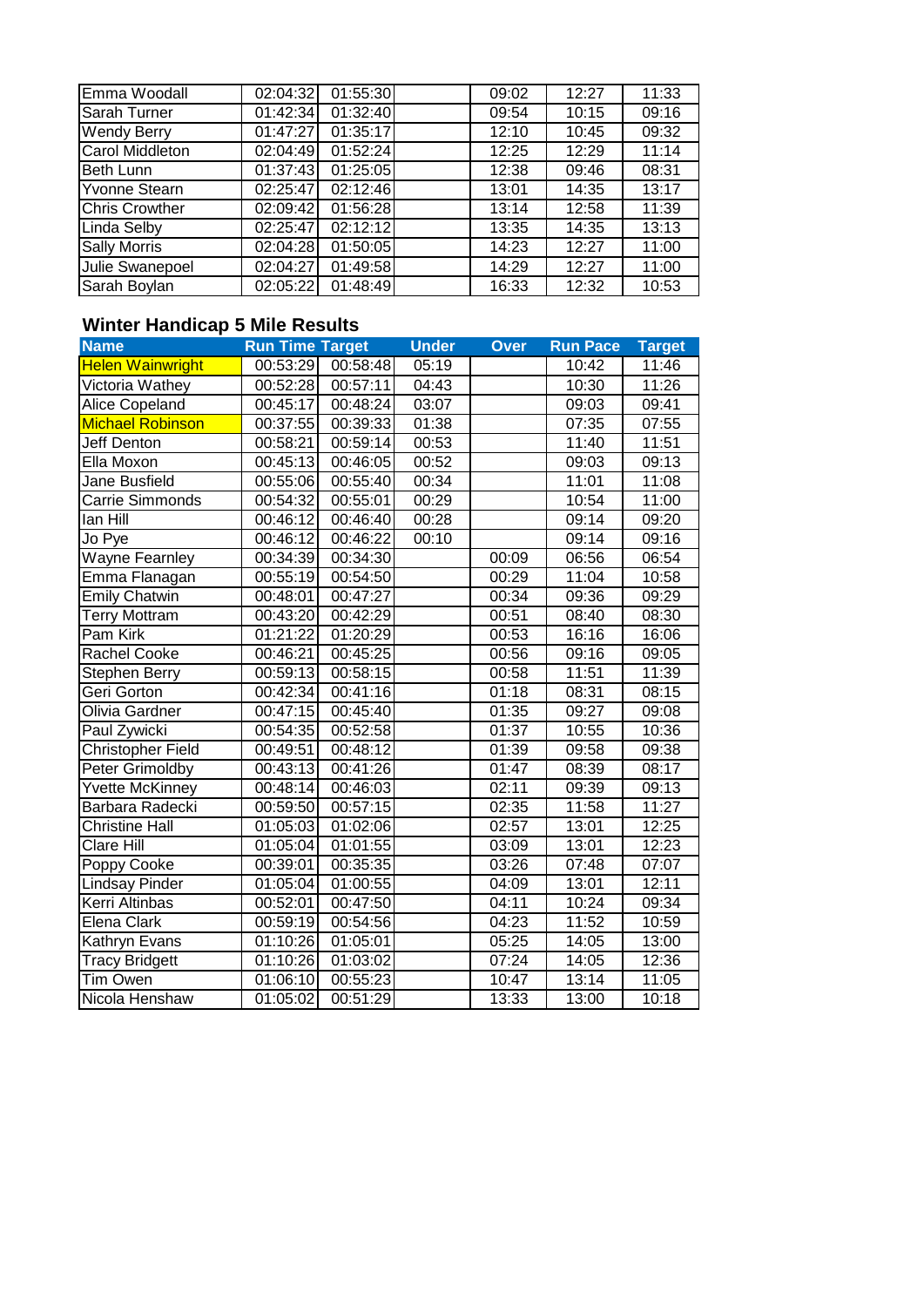| | | | | | | |
|---|---|---|---|---|---|---|
| Emma Woodall | 02:04:32 | 01:55:30 | | 09:02 | 12:27 | 11:33 |
| Sarah Turner | 01:42:34 | 01:32:40 | | 09:54 | 10:15 | 09:16 |
| Wendy Berry | 01:47:27 | 01:35:17 | | 12:10 | 10:45 | 09:32 |
| Carol Middleton | 02:04:49 | 01:52:24 | | 12:25 | 12:29 | 11:14 |
| Beth Lunn | 01:37:43 | 01:25:05 | | 12:38 | 09:46 | 08:31 |
| Yvonne Stearn | 02:25:47 | 02:12:46 | | 13:01 | 14:35 | 13:17 |
| Chris Crowther | 02:09:42 | 01:56:28 | | 13:14 | 12:58 | 11:39 |
| Linda Selby | 02:25:47 | 02:12:12 | | 13:35 | 14:35 | 13:13 |
| Sally Morris | 02:04:28 | 01:50:05 | | 14:23 | 12:27 | 11:00 |
| Julie Swanepoel | 02:04:27 | 01:49:58 | | 14:29 | 12:27 | 11:00 |
| Sarah Boylan | 02:05:22 | 01:48:49 | | 16:33 | 12:32 | 10:53 |

## Winter Handicap 5 Mile Results

| Name | Run Time | Target | Under | Over | Run Pace | Target |
|---|---|---|---|---|---|---|
| Helen Wainwright | 00:53:29 | 00:58:48 | 05:19 | | 10:42 | 11:46 |
| Victoria Wathey | 00:52:28 | 00:57:11 | 04:43 | | 10:30 | 11:26 |
| Alice Copeland | 00:45:17 | 00:48:24 | 03:07 | | 09:03 | 09:41 |
| Michael Robinson | 00:37:55 | 00:39:33 | 01:38 | | 07:35 | 07:55 |
| Jeff Denton | 00:58:21 | 00:59:14 | 00:53 | | 11:40 | 11:51 |
| Ella Moxon | 00:45:13 | 00:46:05 | 00:52 | | 09:03 | 09:13 |
| Jane Busfield | 00:55:06 | 00:55:40 | 00:34 | | 11:01 | 11:08 |
| Carrie Simmonds | 00:54:32 | 00:55:01 | 00:29 | | 10:54 | 11:00 |
| Ian Hill | 00:46:12 | 00:46:40 | 00:28 | | 09:14 | 09:20 |
| Jo Pye | 00:46:12 | 00:46:22 | 00:10 | | 09:14 | 09:16 |
| Wayne Fearnley | 00:34:39 | 00:34:30 | | 00:09 | 06:56 | 06:54 |
| Emma Flanagan | 00:55:19 | 00:54:50 | | 00:29 | 11:04 | 10:58 |
| Emily Chatwin | 00:48:01 | 00:47:27 | | 00:34 | 09:36 | 09:29 |
| Terry Mottram | 00:43:20 | 00:42:29 | | 00:51 | 08:40 | 08:30 |
| Pam Kirk | 01:21:22 | 01:20:29 | | 00:53 | 16:16 | 16:06 |
| Rachel Cooke | 00:46:21 | 00:45:25 | | 00:56 | 09:16 | 09:05 |
| Stephen Berry | 00:59:13 | 00:58:15 | | 00:58 | 11:51 | 11:39 |
| Geri Gorton | 00:42:34 | 00:41:16 | | 01:18 | 08:31 | 08:15 |
| Olivia Gardner | 00:47:15 | 00:45:40 | | 01:35 | 09:27 | 09:08 |
| Paul Zywicki | 00:54:35 | 00:52:58 | | 01:37 | 10:55 | 10:36 |
| Christopher Field | 00:49:51 | 00:48:12 | | 01:39 | 09:58 | 09:38 |
| Peter Grimoldby | 00:43:13 | 00:41:26 | | 01:47 | 08:39 | 08:17 |
| Yvette McKinney | 00:48:14 | 00:46:03 | | 02:11 | 09:39 | 09:13 |
| Barbara Radecki | 00:59:50 | 00:57:15 | | 02:35 | 11:58 | 11:27 |
| Christine Hall | 01:05:03 | 01:02:06 | | 02:57 | 13:01 | 12:25 |
| Clare Hill | 01:05:04 | 01:01:55 | | 03:09 | 13:01 | 12:23 |
| Poppy Cooke | 00:39:01 | 00:35:35 | | 03:26 | 07:48 | 07:07 |
| Lindsay Pinder | 01:05:04 | 01:00:55 | | 04:09 | 13:01 | 12:11 |
| Kerri Altinbas | 00:52:01 | 00:47:50 | | 04:11 | 10:24 | 09:34 |
| Elena Clark | 00:59:19 | 00:54:56 | | 04:23 | 11:52 | 10:59 |
| Kathryn Evans | 01:10:26 | 01:05:01 | | 05:25 | 14:05 | 13:00 |
| Tracy Bridgett | 01:10:26 | 01:03:02 | | 07:24 | 14:05 | 12:36 |
| Tim Owen | 01:06:10 | 00:55:23 | | 10:47 | 13:14 | 11:05 |
| Nicola Henshaw | 01:05:02 | 00:51:29 | | 13:33 | 13:00 | 10:18 |